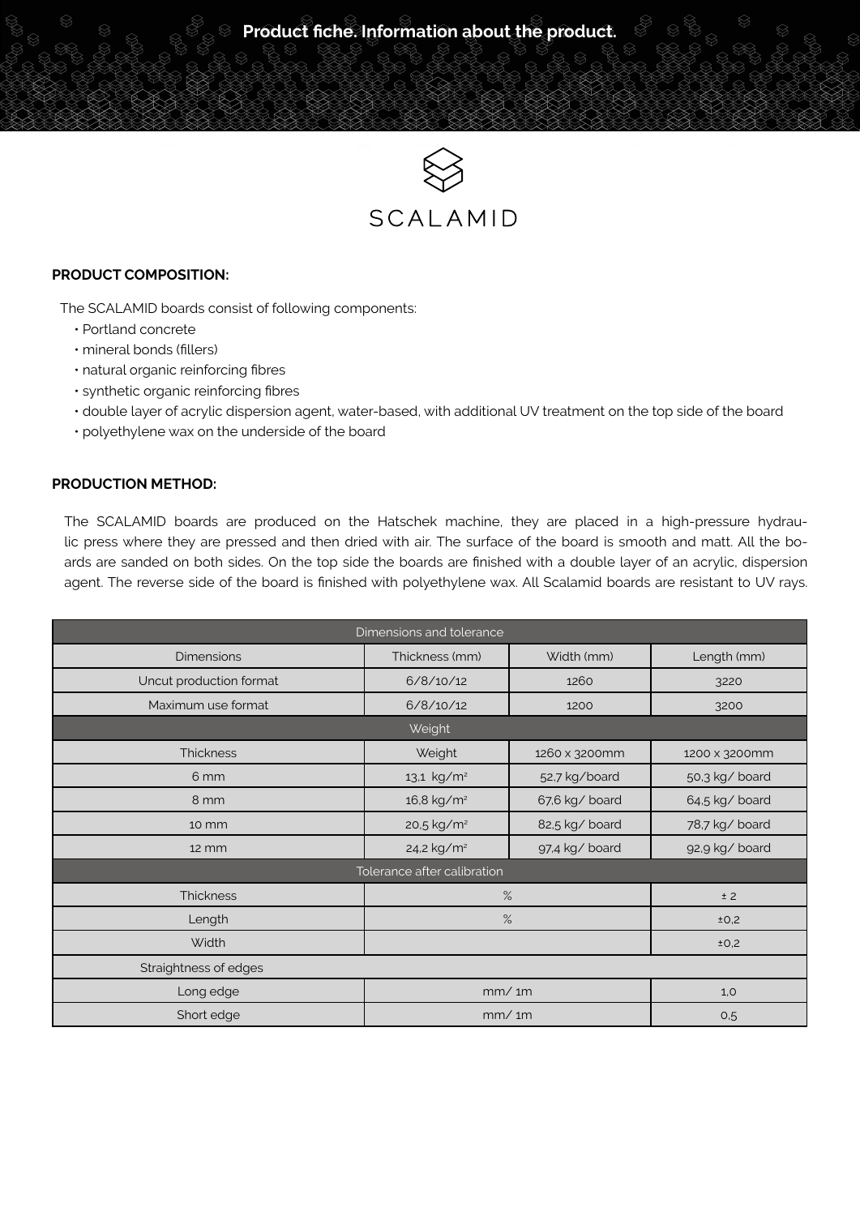Product fiche. Information about the product.

SCALAMID

**PRODUCT COMPOSITION:**

The SCALAMID boards consist of following components:

- Portland concrete
- mineral bonds (fillers)
- natural organic reinforcing fibres
- synthetic organic reinforcing fibres
- double layer of acrylic dispersion agent, water-based, with additional UV treatment on the top side of the board
- polyethylene wax on the underside of the board

**PRODUCTION METHOD:**

The SCALAMID boards are produced on the Hatschek machine, they are placed in a high-pressure hydraulic press where they are pressed and then dried with air. The surface of the board is smooth and matt. All the boards are sanded on both sides. On the top side the boards are finished with a double layer of an acrylic, dispersion agent. The reverse side of the board is finished with polyethylene wax. All Scalamid boards are resistant to UV rays.

| Dimensions and tolerance | | | |
|---|---|---|---|
| Dimensions | Thickness (mm) | Width (mm) | Length (mm) |
| Uncut production format | 6/8/10/12 | 1260 | 3220 |
| Maximum use format | 6/8/10/12 | 1200 | 3200 |
| Weight | | | |
| Thickness | Weight | 1260 x 3200mm | 1200 x 3200mm |
| 6 mm | 13,1 kg/m² | 52,7 kg/board | 50,3 kg/ board |
| 8 mm | 16,8 kg/m² | 67,6 kg/ board | 64,5 kg/ board |
| 10 mm | 20,5 kg/m² | 82,5 kg/ board | 78,7 kg/ board |
| 12 mm | 24,2 kg/m² | 97,4 kg/ board | 92,9 kg/ board |
| Tolerance after calibration | | | |
| Thickness | % | | ± 2 |
| Length | % | | ±0,2 |
| Width | | | ±0,2 |
| Straightness of edges | | | |
| Long edge | mm/ 1m | | 1,0 |
| Short edge | mm/ 1m | | 0,5 |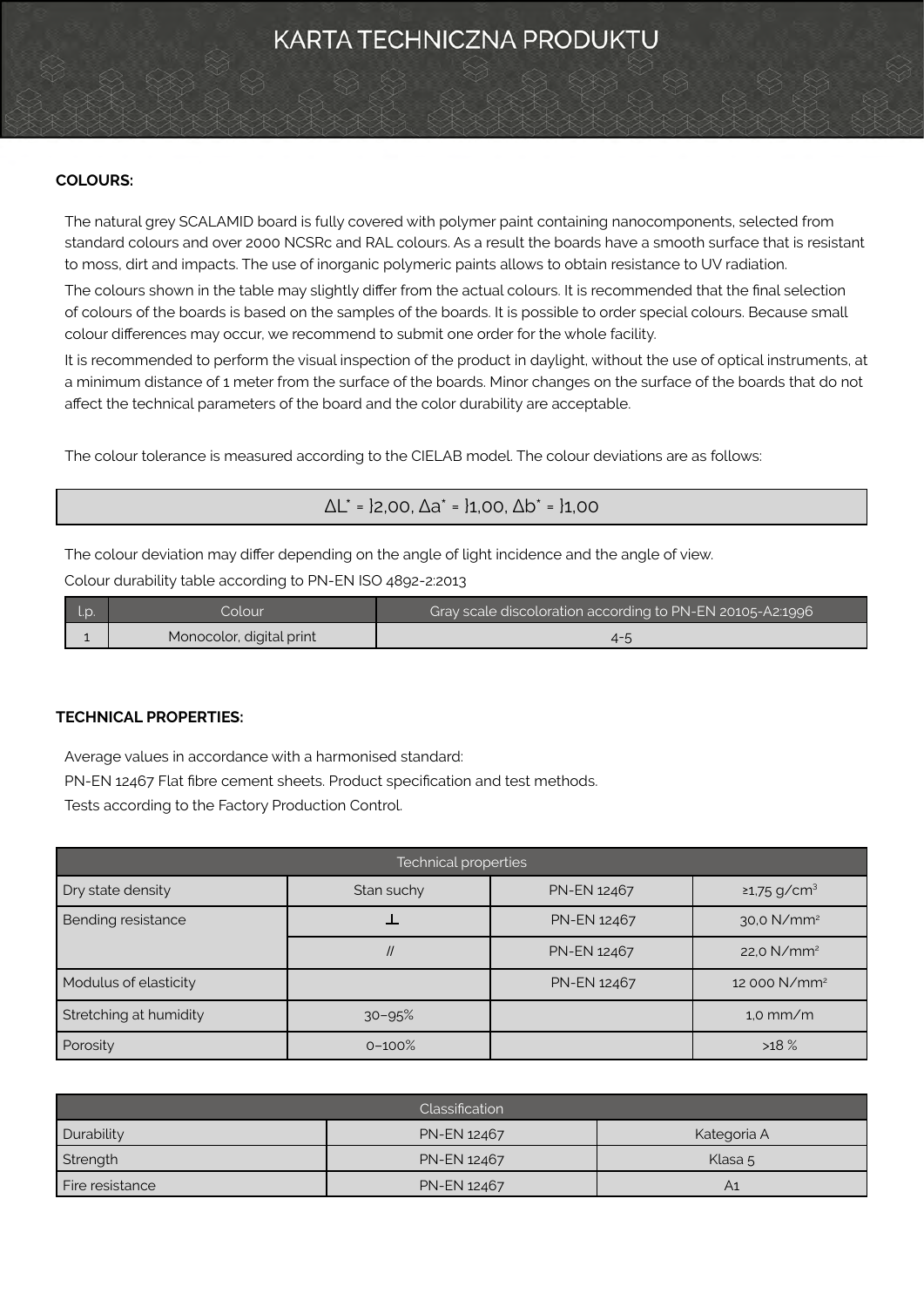# KARTA TECHNICZNA PRODUKTU

**COLOURS:**

The natural grey SCALAMID board is fully covered with polymer paint containing nanocomponents, selected from standard colours and over 2000 NCSRc and RAL colours. As a result the boards have a smooth surface that is resistant to moss, dirt and impacts. The use of inorganic polymeric paints allows to obtain resistance to UV radiation.

The colours shown in the table may slightly differ from the actual colours. It is recommended that the final selection of colours of the boards is based on the samples of the boards. It is possible to order special colours. Because small colour differences may occur, we recommend to submit one order for the whole facility.

It is recommended to perform the visual inspection of the product in daylight, without the use of optical instruments, at a minimum distance of 1 meter from the surface of the boards. Minor changes on the surface of the boards that do not affect the technical parameters of the board and the color durability are acceptable.

The colour tolerance is measured according to the CIELAB model. The colour deviations are as follows:

$\Delta L^* = }2,00$, $\Delta a^* = }1,00$, $\Delta b^* = }1,00$

The colour deviation may differ depending on the angle of light incidence and the angle of view.

Colour durability table according to PN-EN ISO 4892-2:2013

| l.p. | Colour | Gray scale discoloration according to PN-EN 20105-A2:1996 |
|---|---|---|
| 1 | Monocolor, digital print | 4-5 |

**TECHNICAL PROPERTIES:**

Average values in accordance with a harmonised standard:

PN-EN 12467 Flat fibre cement sheets. Product specification and test methods.

Tests according to the Factory Production Control.

| Technical properties | | | |
|---|---|---|---|
| Dry state density | Stan suchy | PN-EN 12467 | ≥1,75 g/cm³ |
| Bending resistance | ⊥ | PN-EN 12467 | 30,0 N/mm² |
| | // | PN-EN 12467 | 22,0 N/mm² |
| Modulus of elasticity | | PN-EN 12467 | 12 000 N/mm² |
| Stretching at humidity | 30–95% | | 1,0 mm/m |
| Porosity | 0–100% | | >18 % |

| Classification | | |
|---|---|---|
| Durability | PN-EN 12467 | Kategoria A |
| Strength | PN-EN 12467 | Klasa 5 |
| Fire resistance | PN-EN 12467 | A1 |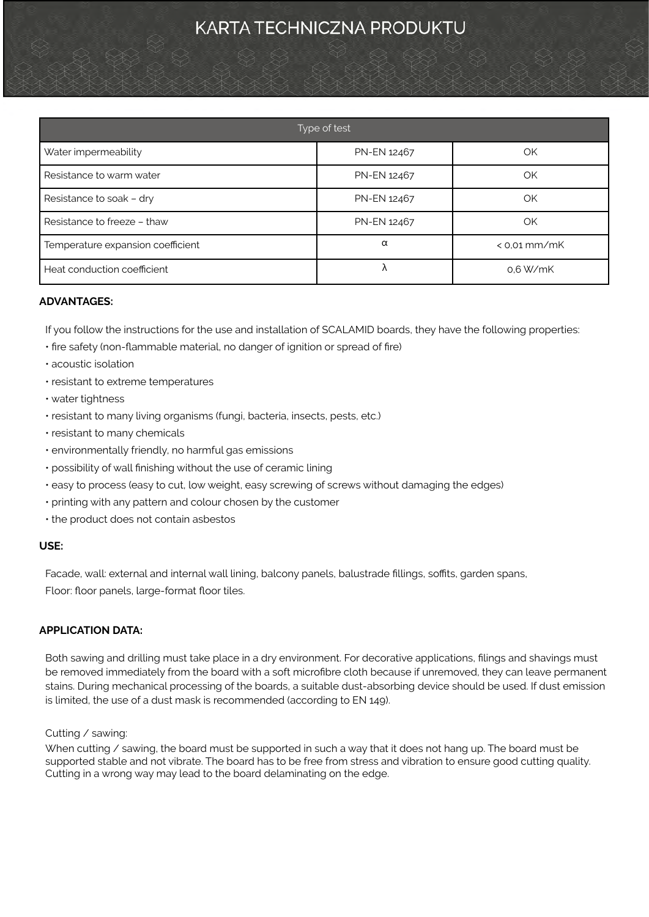# KARTA TECHNICZNA PRODUKTU

| Type of test | | |
|---|---|---|
| Water impermeability | PN-EN 12467 | OK |
| Resistance to warm water | PN-EN 12467 | OK |
| Resistance to soak – dry | PN-EN 12467 | OK |
| Resistance to freeze – thaw | PN-EN 12467 | OK |
| Temperature expansion coefficient | $\alpha$ | < 0,01 mm/mK |
| Heat conduction coefficient | $\lambda$ | 0,6 W/mK |

**ADVANTAGES:**

If you follow the instructions for the use and installation of SCALAMID boards, they have the following properties:

- fire safety (non-flammable material, no danger of ignition or spread of fire)
- acoustic isolation
- resistant to extreme temperatures
- water tightness
- resistant to many living organisms (fungi, bacteria, insects, pests, etc.)
- resistant to many chemicals
- environmentally friendly, no harmful gas emissions
- possibility of wall finishing without the use of ceramic lining
- easy to process (easy to cut, low weight, easy screwing of screws without damaging the edges)
- printing with any pattern and colour chosen by the customer
- the product does not contain asbestos

**USE:**

Facade, wall: external and internal wall lining, balcony panels, balustrade fillings, soffits, garden spans,
Floor: floor panels, large-format floor tiles.

**APPLICATION DATA:**

Both sawing and drilling must take place in a dry environment. For decorative applications, filings and shavings must be removed immediately from the board with a soft microfibre cloth because if unremoved, they can leave permanent stains. During mechanical processing of the boards, a suitable dust-absorbing device should be used. If dust emission is limited, the use of a dust mask is recommended (according to EN 149).

Cutting / sawing:
When cutting / sawing, the board must be supported in such a way that it does not hang up. The board must be supported stable and not vibrate. The board has to be free from stress and vibration to ensure good cutting quality. Cutting in a wrong way may lead to the board delaminating on the edge.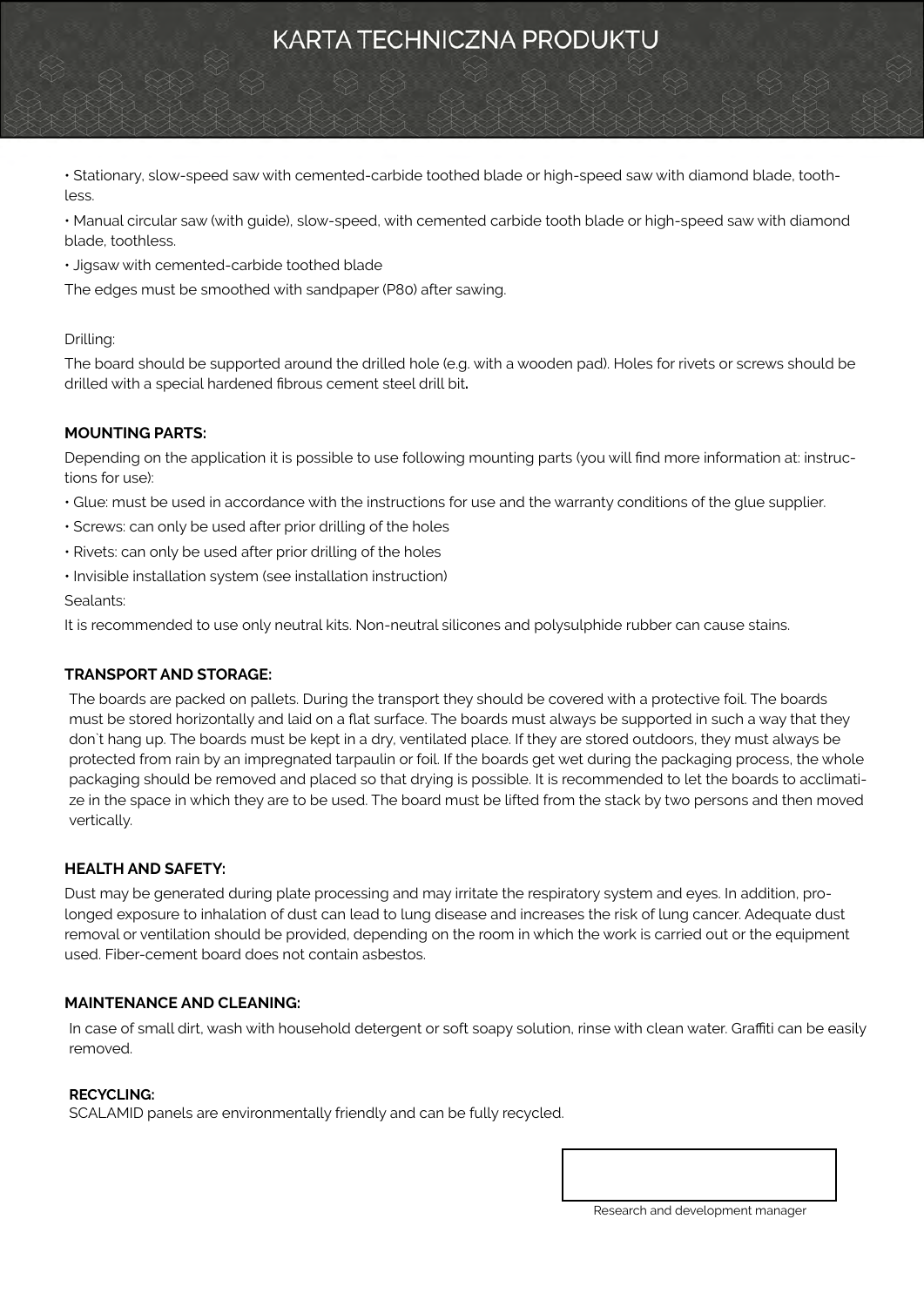• Stationary, slow-speed saw with cemented-carbide toothed blade or high-speed saw with diamond blade, toothless.

• Manual circular saw (with guide), slow-speed, with cemented carbide tooth blade or high-speed saw with diamond blade, toothless.

• Jigsaw with cemented-carbide toothed blade

The edges must be smoothed with sandpaper (P80) after sawing.

Drilling:

The board should be supported around the drilled hole (e.g. with a wooden pad). Holes for rivets or screws should be drilled with a special hardened fibrous cement steel drill bit**.**

**MOUNTING PARTS:**

Depending on the application it is possible to use following mounting parts (you will find more information at: instructions for use):

• Glue: must be used in accordance with the instructions for use and the warranty conditions of the glue supplier.

• Screws: can only be used after prior drilling of the holes

• Rivets: can only be used after prior drilling of the holes

• Invisible installation system (see installation instruction)

Sealants:

It is recommended to use only neutral kits. Non-neutral silicones and polysulphide rubber can cause stains.

**TRANSPORT AND STORAGE:**

The boards are packed on pallets. During the transport they should be covered with a protective foil. The boards must be stored horizontally and laid on a flat surface. The boards must always be supported in such a way that they don´t hang up. The boards must be kept in a dry, ventilated place. If they are stored outdoors, they must always be protected from rain by an impregnated tarpaulin or foil. If the boards get wet during the packaging process, the whole packaging should be removed and placed so that drying is possible. It is recommended to let the boards to acclimatize in the space in which they are to be used. The board must be lifted from the stack by two persons and then moved vertically.

**HEALTH AND SAFETY:**

Dust may be generated during plate processing and may irritate the respiratory system and eyes. In addition, prolonged exposure to inhalation of dust can lead to lung disease and increases the risk of lung cancer. Adequate dust removal or ventilation should be provided, depending on the room in which the work is carried out or the equipment used. Fiber-cement board does not contain asbestos.

**MAINTENANCE AND CLEANING:**

In case of small dirt, wash with household detergent or soft soapy solution, rinse with clean water. Graffiti can be easily removed.

**RECYCLING:**

SCALAMID panels are environmentally friendly and can be fully recycled.

Research and development manager